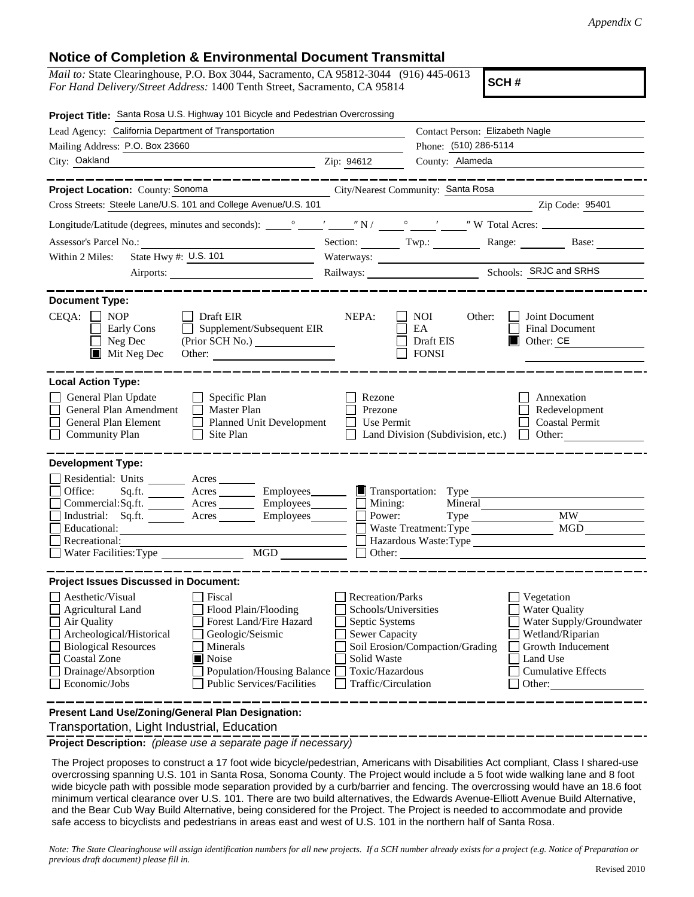*Appendix C*

## Notice of Completion & Environmental Document Transmittal

*Mail to:* State Clearinghouse, P.O. Box 3044, Sacramento, CA 95812-3044 (916) 445-0613
*For Hand Delivery/Street Address:* 1400 Tenth Street, Sacramento, CA 95814

**SCH #**

**Project Title:** Santa Rosa U.S. Highway 101 Bicycle and Pedestrian Overcrossing

Lead Agency: California Department of Transportation
Contact Person: Elizabeth Nagle
Mailing Address: P.O. Box 23660
Phone: (510) 286-5114
City: Oakland
Zip: 94612
County: Alameda

**Project Location:** County: Sonoma
City/Nearest Community: Santa Rosa
Cross Streets: Steele Lane/U.S. 101 and College Avenue/U.S. 101
Zip Code: 95401

Longitude/Latitude (degrees, minutes and seconds): \_\_\_° \_\_\_′ \_\_\_″ N / \_\_\_° \_\_\_′ \_\_\_″ W Total Acres: \_\_\_

Assessor's Parcel No.: \_\_\_ Section: \_\_\_ Twp.: \_\_\_ Range: \_\_\_ Base: \_\_\_

Within 2 Miles: State Hwy #: U.S. 101 Waterways: \_\_\_
Airports: \_\_\_ Railways: \_\_\_ Schools: SRJC and SRHS

**Document Type:**

CEQA:
- [ ] NOP
- [ ] Early Cons
- [ ] Neg Dec
- [x] Mit Neg Dec
- [ ] Draft EIR
- [ ] Supplement/Subsequent EIR (Prior SCH No.) \_\_\_
- Other: \_\_\_

NEPA:
- [ ] NOI
- [ ] EA
- [ ] Draft EIS
- [ ] FONSI

Other:
- [ ] Joint Document
- [ ] Final Document
- [x] Other: CE

**Local Action Type:**

- [ ] General Plan Update
- [ ] General Plan Amendment
- [ ] General Plan Element
- [ ] Community Plan
- [ ] Specific Plan
- [ ] Master Plan
- [ ] Planned Unit Development
- [ ] Site Plan
- [ ] Rezone
- [ ] Prezone
- [ ] Use Permit
- [ ] Land Division (Subdivision, etc.)
- [ ] Annexation
- [ ] Redevelopment
- [ ] Coastal Permit
- [ ] Other: \_\_\_

**Development Type:**

- [ ] Residential: Units \_\_\_ Acres \_\_\_
- [ ] Office: Sq.ft. \_\_\_ Acres \_\_\_ Employees \_\_\_
- [ ] Commercial: Sq.ft. \_\_\_ Acres \_\_\_ Employees \_\_\_
- [ ] Industrial: Sq.ft. \_\_\_ Acres \_\_\_ Employees \_\_\_
- [ ] Educational: \_\_\_
- [ ] Recreational: \_\_\_
- [ ] Water Facilities: Type \_\_\_ MGD \_\_\_
- [x] Transportation: Type \_\_\_
- [ ] Mining: Mineral \_\_\_
- [ ] Power: Type \_\_\_ MW \_\_\_
- [ ] Waste Treatment: Type \_\_\_ MGD \_\_\_
- [ ] Hazardous Waste: Type \_\_\_
- [ ] Other: \_\_\_

**Project Issues Discussed in Document:**

- [ ] Aesthetic/Visual
- [ ] Agricultural Land
- [ ] Air Quality
- [ ] Archeological/Historical
- [ ] Biological Resources
- [ ] Coastal Zone
- [ ] Drainage/Absorption
- [ ] Economic/Jobs
- [ ] Fiscal
- [ ] Flood Plain/Flooding
- [ ] Forest Land/Fire Hazard
- [ ] Geologic/Seismic
- [ ] Minerals
- [x] Noise
- [ ] Population/Housing Balance
- [ ] Public Services/Facilities
- [ ] Recreation/Parks
- [ ] Schools/Universities
- [ ] Septic Systems
- [ ] Sewer Capacity
- [ ] Soil Erosion/Compaction/Grading
- [ ] Solid Waste
- [ ] Toxic/Hazardous
- [ ] Traffic/Circulation
- [ ] Vegetation
- [ ] Water Quality
- [ ] Water Supply/Groundwater
- [ ] Wetland/Riparian
- [ ] Growth Inducement
- [ ] Land Use
- [ ] Cumulative Effects
- [ ] Other: \_\_\_

**Present Land Use/Zoning/General Plan Designation:**

Transportation, Light Industrial, Education

**Project Description:** *(please use a separate page if necessary)*

The Project proposes to construct a 17 foot wide bicycle/pedestrian, Americans with Disabilities Act compliant, Class I shared-use overcrossing spanning U.S. 101 in Santa Rosa, Sonoma County. The Project would include a 5 foot wide walking lane and 8 foot wide bicycle path with possible mode separation provided by a curb/barrier and fencing. The overcrossing would have an 18.6 foot minimum vertical clearance over U.S. 101. There are two build alternatives, the Edwards Avenue-Elliott Avenue Build Alternative, and the Bear Cub Way Build Alternative, being considered for the Project. The Project is needed to accommodate and provide safe access to bicyclists and pedestrians in areas east and west of U.S. 101 in the northern half of Santa Rosa.

*Note: The State Clearinghouse will assign identification numbers for all new projects. If a SCH number already exists for a project (e.g. Notice of Preparation or previous draft document) please fill in.*

Revised 2010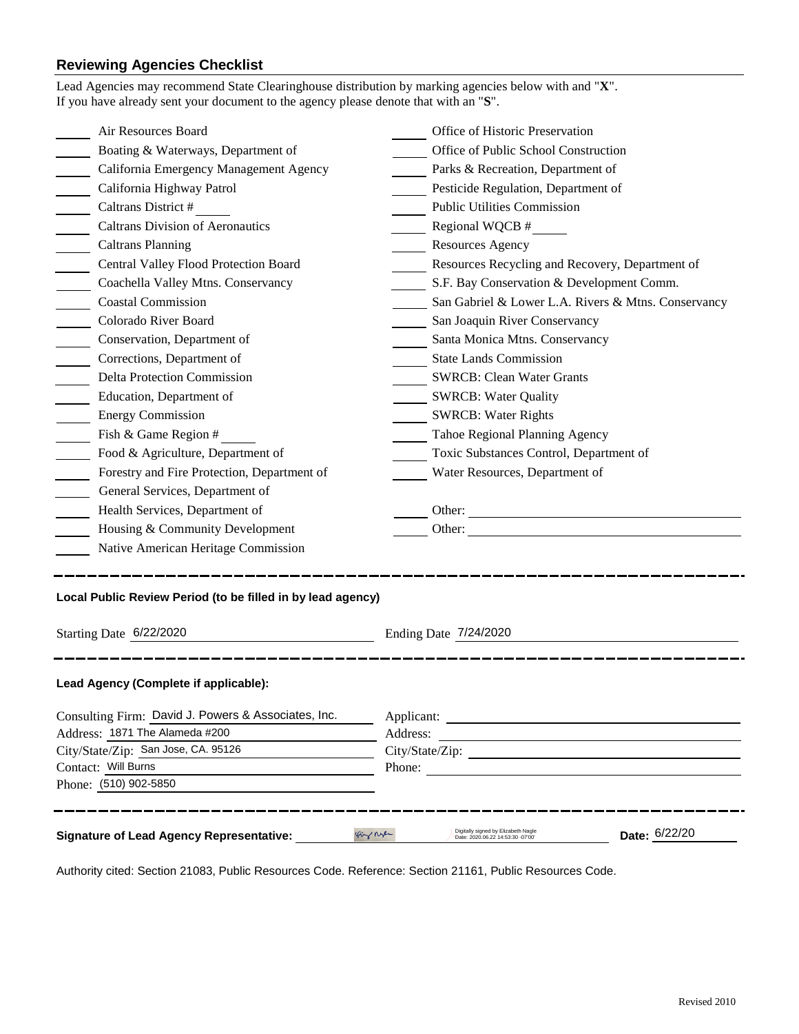## Reviewing Agencies Checklist

Lead Agencies may recommend State Clearinghouse distribution by marking agencies below with and "**X**".
If you have already sent your document to the agency please denote that with an "**S**".

| | |
|---|---|
| ____ Air Resources Board | ____ Office of Historic Preservation |
| ____ Boating & Waterways, Department of | ____ Office of Public School Construction |
| ____ California Emergency Management Agency | ____ Parks & Recreation, Department of |
| ____ California Highway Patrol | ____ Pesticide Regulation, Department of |
| ____ Caltrans District # ____ | ____ Public Utilities Commission |
| ____ Caltrans Division of Aeronautics | ____ Regional WQCB # ____ |
| ____ Caltrans Planning | ____ Resources Agency |
| ____ Central Valley Flood Protection Board | ____ Resources Recycling and Recovery, Department of |
| ____ Coachella Valley Mtns. Conservancy | ____ S.F. Bay Conservation & Development Comm. |
| ____ Coastal Commission | ____ San Gabriel & Lower L.A. Rivers & Mtns. Conservancy |
| ____ Colorado River Board | ____ San Joaquin River Conservancy |
| ____ Conservation, Department of | ____ Santa Monica Mtns. Conservancy |
| ____ Corrections, Department of | ____ State Lands Commission |
| ____ Delta Protection Commission | ____ SWRCB: Clean Water Grants |
| ____ Education, Department of | ____ SWRCB: Water Quality |
| ____ Energy Commission | ____ SWRCB: Water Rights |
| ____ Fish & Game Region # ____ | ____ Tahoe Regional Planning Agency |
| ____ Food & Agriculture, Department of | ____ Toxic Substances Control, Department of |
| ____ Forestry and Fire Protection, Department of | ____ Water Resources, Department of |
| ____ General Services, Department of | |
| ____ Health Services, Department of | ____ Other: ____________ |
| ____ Housing & Community Development | ____ Other: ____________ |
| ____ Native American Heritage Commission | |

---

**Local Public Review Period (to be filled in by lead agency)**

Starting Date 6/22/2020 Ending Date 7/24/2020

---

**Lead Agency (Complete if applicable):**

| | |
|---|---|
| Consulting Firm: David J. Powers & Associates, Inc. | Applicant: |
| Address: 1871 The Alameda #200 | Address: |
| City/State/Zip: San Jose, CA. 95126 | City/State/Zip: |
| Contact: Will Burns | Phone: |
| Phone: (510) 902-5850 | |

---

**Signature of Lead Agency Representative:** Digitally signed by Elizabeth Nagle Date: 2020.06.22 14:53:30 -07'00' **Date:** 6/22/20

Authority cited: Section 21083, Public Resources Code. Reference: Section 21161, Public Resources Code.

Revised 2010